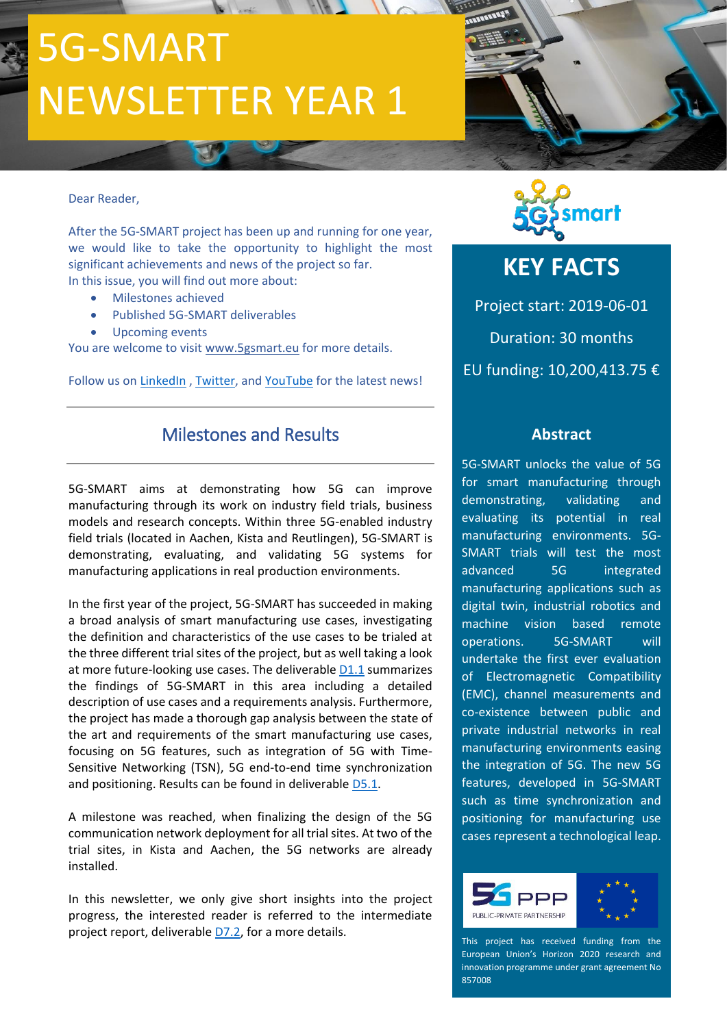# 5G-SMART NEWSLETTER YEAR 1

Dear Reader,

After the 5G-SMART project has been up and running for one year, we would like to take the opportunity to highlight the most significant achievements and news of the project so far.
In this issue, you will find out more about:

- Milestones achieved
- Published 5G-SMART deliverables
- Upcoming events

You are welcome to visit www.5gsmart.eu for more details.

Follow us on LinkedIn , Twitter, and YouTube for the latest news!

## Milestones and Results

5G-SMART aims at demonstrating how 5G can improve manufacturing through its work on industry field trials, business models and research concepts. Within three 5G-enabled industry field trials (located in Aachen, Kista and Reutlingen), 5G-SMART is demonstrating, evaluating, and validating 5G systems for manufacturing applications in real production environments.

In the first year of the project, 5G-SMART has succeeded in making a broad analysis of smart manufacturing use cases, investigating the definition and characteristics of the use cases to be trialed at the three different trial sites of the project, but as well taking a look at more future-looking use cases. The deliverable D1.1 summarizes the findings of 5G-SMART in this area including a detailed description of use cases and a requirements analysis. Furthermore, the project has made a thorough gap analysis between the state of the art and requirements of the smart manufacturing use cases, focusing on 5G features, such as integration of 5G with Time-Sensitive Networking (TSN), 5G end-to-end time synchronization and positioning. Results can be found in deliverable D5.1.

A milestone was reached, when finalizing the design of the 5G communication network deployment for all trial sites. At two of the trial sites, in Kista and Aachen, the 5G networks are already installed.

In this newsletter, we only give short insights into the project progress, the interested reader is referred to the intermediate project report, deliverable D7.2, for a more details.

## KEY FACTS

Project start: 2019-06-01

Duration: 30 months

EU funding: 10,200,413.75 €

### Abstract

5G-SMART unlocks the value of 5G for smart manufacturing through demonstrating, validating and evaluating its potential in real manufacturing environments. 5G-SMART trials will test the most advanced 5G integrated manufacturing applications such as digital twin, industrial robotics and machine vision based remote operations. 5G-SMART will undertake the first ever evaluation of Electromagnetic Compatibility (EMC), channel measurements and co-existence between public and private industrial networks in real manufacturing environments easing the integration of 5G. The new 5G features, developed in 5G-SMART such as time synchronization and positioning for manufacturing use cases represent a technological leap.

This project has received funding from the European Union's Horizon 2020 research and innovation programme under grant agreement No 857008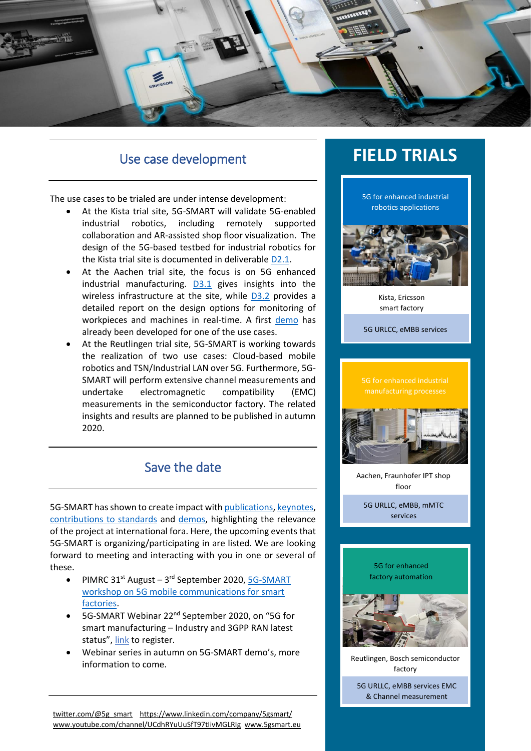## Use case development

The use cases to be trialed are under intense development:

- At the Kista trial site, 5G-SMART will validate 5G-enabled industrial robotics, including remotely supported collaboration and AR-assisted shop floor visualization. The design of the 5G-based testbed for industrial robotics for the Kista trial site is documented in deliverable D2.1.
- At the Aachen trial site, the focus is on 5G enhanced industrial manufacturing. D3.1 gives insights into the wireless infrastructure at the site, while D3.2 provides a detailed report on the design options for monitoring of workpieces and machines in real-time. A first demo has already been developed for one of the use cases.
- At the Reutlingen trial site, 5G-SMART is working towards the realization of two use cases: Cloud-based mobile robotics and TSN/Industrial LAN over 5G. Furthermore, 5G-SMART will perform extensive channel measurements and undertake electromagnetic compatibility (EMC) measurements in the semiconductor factory. The related insights and results are planned to be published in autumn 2020.

## Save the date

5G-SMART has shown to create impact with publications, keynotes, contributions to standards and demos, highlighting the relevance of the project at international fora. Here, the upcoming events that 5G-SMART is organizing/participating in are listed. We are looking forward to meeting and interacting with you in one or several of these.

- PIMRC 31st August – 3rd September 2020, 5G-SMART workshop on 5G mobile communications for smart factories.
- 5G-SMART Webinar 22nd September 2020, on "5G for smart manufacturing – Industry and 3GPP RAN latest status", link to register.
- Webinar series in autumn on 5G-SMART demo's, more information to come.

twitter.com/@5g_smart https://www.linkedin.com/company/5gsmart/
www.youtube.com/channel/UCdhRYuUuSfT97tIivMGLRIg www.5gsmart.eu

# FIELD TRIALS

5G for enhanced industrial robotics applications

Kista, Ericsson smart factory

5G URLCC, eMBB services

5G for enhanced industrial manufacturing processes

Aachen, Fraunhofer IPT shop floor

5G URLLC, eMBB, mMTC services

5G for enhanced factory automation

Reutlingen, Bosch semiconductor factory

5G URLLC, eMBB services EMC & Channel measurement